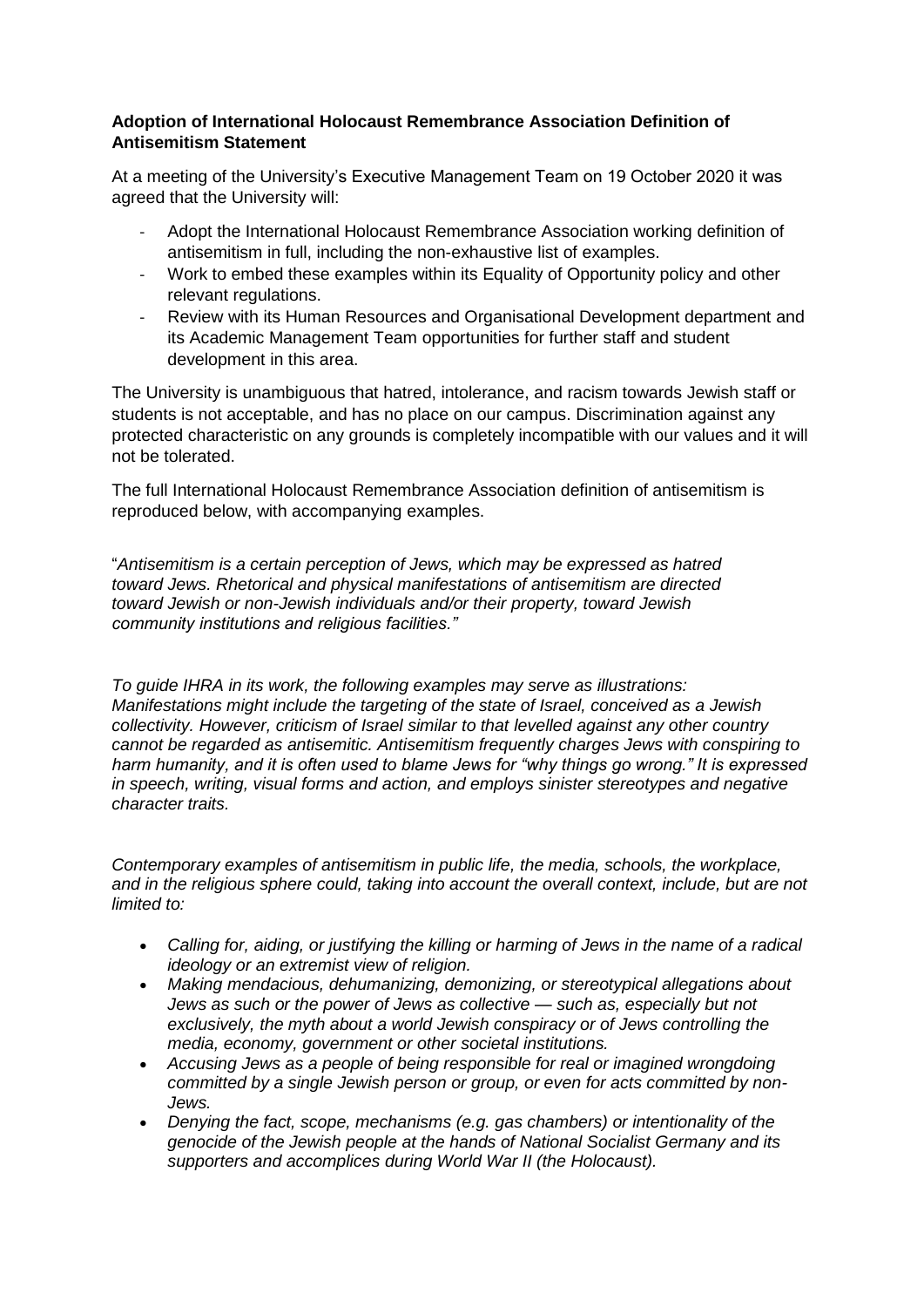**Adoption of International Holocaust Remembrance Association Definition of Antisemitism Statement**

At a meeting of the University's Executive Management Team on 19 October 2020 it was agreed that the University will:

- Adopt the International Holocaust Remembrance Association working definition of antisemitism in full, including the non-exhaustive list of examples.
- Work to embed these examples within its Equality of Opportunity policy and other relevant regulations.
- Review with its Human Resources and Organisational Development department and its Academic Management Team opportunities for further staff and student development in this area.

The University is unambiguous that hatred, intolerance, and racism towards Jewish staff or students is not acceptable, and has no place on our campus. Discrimination against any protected characteristic on any grounds is completely incompatible with our values and it will not be tolerated.

The full International Holocaust Remembrance Association definition of antisemitism is reproduced below, with accompanying examples.

"*Antisemitism is a certain perception of Jews, which may be expressed as hatred toward Jews. Rhetorical and physical manifestations of antisemitism are directed toward Jewish or non-Jewish individuals and/or their property, toward Jewish community institutions and religious facilities."*

*To guide IHRA in its work, the following examples may serve as illustrations: Manifestations might include the targeting of the state of Israel, conceived as a Jewish collectivity. However, criticism of Israel similar to that levelled against any other country cannot be regarded as antisemitic. Antisemitism frequently charges Jews with conspiring to harm humanity, and it is often used to blame Jews for "why things go wrong." It is expressed in speech, writing, visual forms and action, and employs sinister stereotypes and negative character traits.*

*Contemporary examples of antisemitism in public life, the media, schools, the workplace, and in the religious sphere could, taking into account the overall context, include, but are not limited to:*

- *Calling for, aiding, or justifying the killing or harming of Jews in the name of a radical ideology or an extremist view of religion.*
- *Making mendacious, dehumanizing, demonizing, or stereotypical allegations about Jews as such or the power of Jews as collective — such as, especially but not exclusively, the myth about a world Jewish conspiracy or of Jews controlling the media, economy, government or other societal institutions.*
- *Accusing Jews as a people of being responsible for real or imagined wrongdoing committed by a single Jewish person or group, or even for acts committed by non-Jews.*
- *Denying the fact, scope, mechanisms (e.g. gas chambers) or intentionality of the genocide of the Jewish people at the hands of National Socialist Germany and its supporters and accomplices during World War II (the Holocaust).*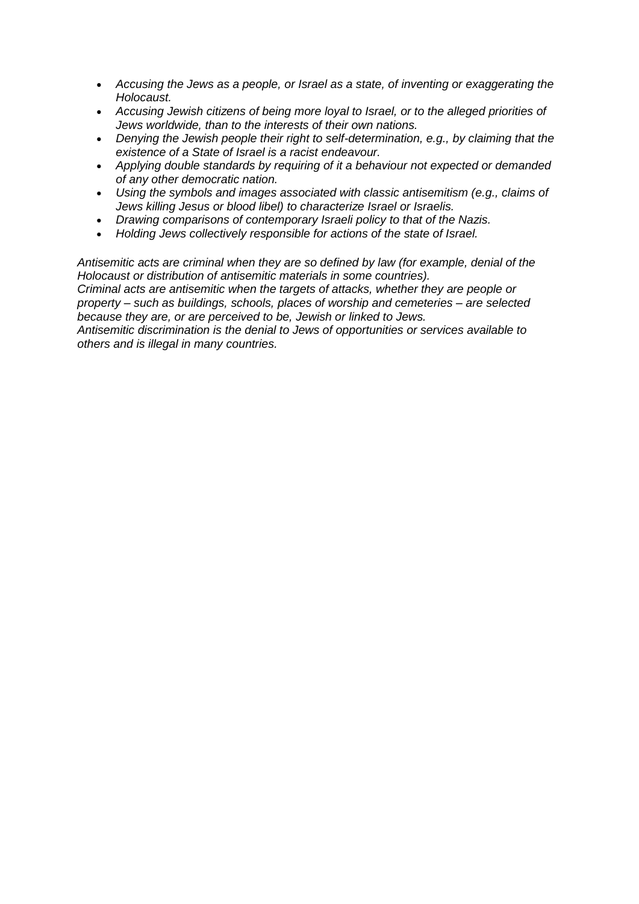- *Accusing the Jews as a people, or Israel as a state, of inventing or exaggerating the Holocaust.*
- *Accusing Jewish citizens of being more loyal to Israel, or to the alleged priorities of Jews worldwide, than to the interests of their own nations.*
- *Denying the Jewish people their right to self-determination, e.g., by claiming that the existence of a State of Israel is a racist endeavour.*
- *Applying double standards by requiring of it a behaviour not expected or demanded of any other democratic nation.*
- *Using the symbols and images associated with classic antisemitism (e.g., claims of Jews killing Jesus or blood libel) to characterize Israel or Israelis.*
- *Drawing comparisons of contemporary Israeli policy to that of the Nazis.*
- *Holding Jews collectively responsible for actions of the state of Israel.*

*Antisemitic acts are criminal when they are so defined by law (for example, denial of the Holocaust or distribution of antisemitic materials in some countries).*
*Criminal acts are antisemitic when the targets of attacks, whether they are people or property – such as buildings, schools, places of worship and cemeteries – are selected because they are, or are perceived to be, Jewish or linked to Jews.*
*Antisemitic discrimination is the denial to Jews of opportunities or services available to others and is illegal in many countries.*